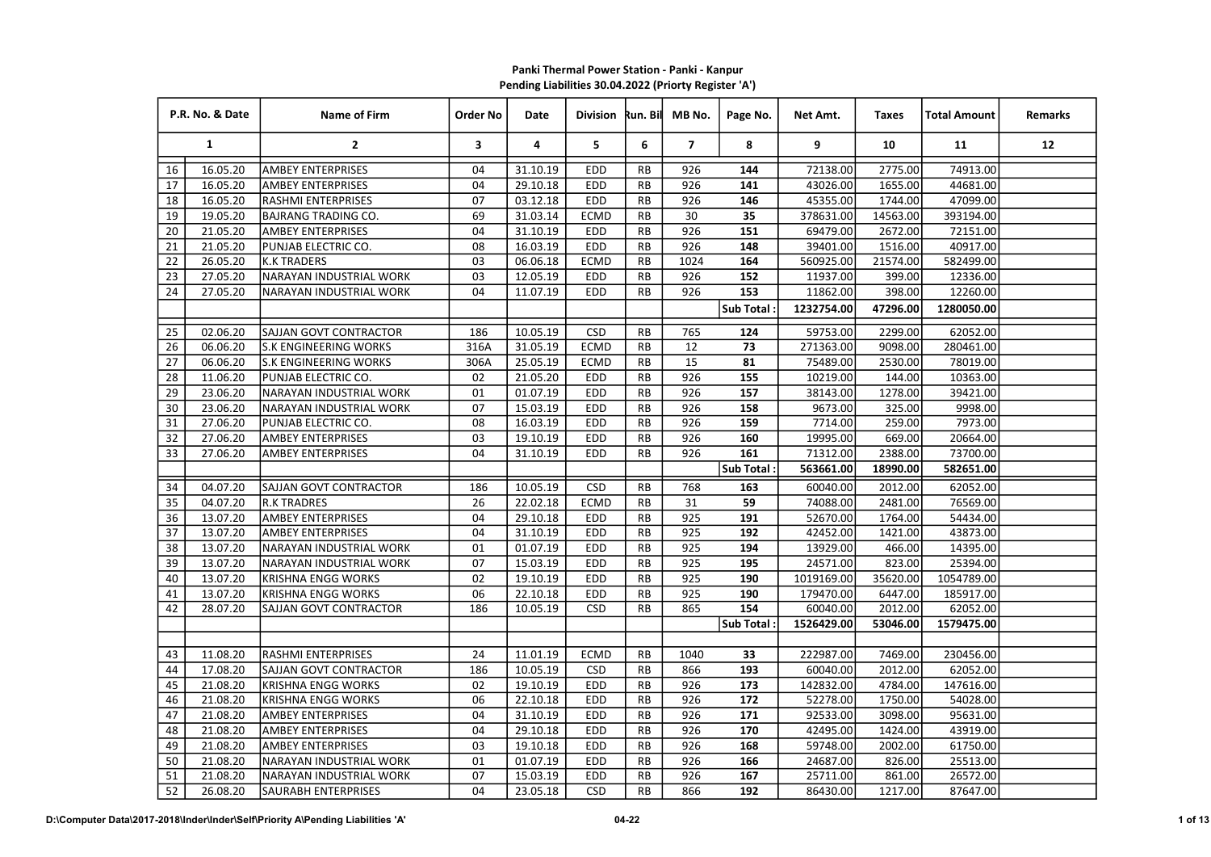**Panki Thermal Power Station - Panki - Kanpur**
**Pending Liabilities 30.04.2022 (Priorty Register 'A')**

| P.R. No. & Date | | Name of Firm | Order No | Date | Division | Run. Bil | MB No. | Page No. | Net Amt. | Taxes | Total Amount | Remarks |
|---|---|---|---|---|---|---|---|---|---|---|---|---|
| 1 | | 2 | 3 | 4 | 5 | 6 | 7 | 8 | 9 | 10 | 11 | 12 |
| 16 | 16.05.20 | AMBEY ENTERPRISES | 04 | 31.10.19 | EDD | RB | 926 | **144** | 72138.00 | 2775.00 | 74913.00 | |
| 17 | 16.05.20 | AMBEY ENTERPRISES | 04 | 29.10.18 | EDD | RB | 926 | **141** | 43026.00 | 1655.00 | 44681.00 | |
| 18 | 16.05.20 | RASHMI ENTERPRISES | 07 | 03.12.18 | EDD | RB | 926 | **146** | 45355.00 | 1744.00 | 47099.00 | |
| 19 | 19.05.20 | BAJRANG TRADING CO. | 69 | 31.03.14 | ECMD | RB | 30 | **35** | 378631.00 | 14563.00 | 393194.00 | |
| 20 | 21.05.20 | AMBEY ENTERPRISES | 04 | 31.10.19 | EDD | RB | 926 | **151** | 69479.00 | 2672.00 | 72151.00 | |
| 21 | 21.05.20 | PUNJAB ELECTRIC CO. | 08 | 16.03.19 | EDD | RB | 926 | **148** | 39401.00 | 1516.00 | 40917.00 | |
| 22 | 26.05.20 | K.K TRADERS | 03 | 06.06.18 | ECMD | RB | 1024 | **164** | 560925.00 | 21574.00 | 582499.00 | |
| 23 | 27.05.20 | NARAYAN INDUSTRIAL WORK | 03 | 12.05.19 | EDD | RB | 926 | **152** | 11937.00 | 399.00 | 12336.00 | |
| 24 | 27.05.20 | NARAYAN INDUSTRIAL WORK | 04 | 11.07.19 | EDD | RB | 926 | **153** | 11862.00 | 398.00 | 12260.00 | |
| | | | | | | | | **Sub Total :** | **1232754.00** | **47296.00** | **1280050.00** | |
| 25 | 02.06.20 | SAJJAN GOVT CONTRACTOR | 186 | 10.05.19 | CSD | RB | 765 | **124** | 59753.00 | 2299.00 | 62052.00 | |
| 26 | 06.06.20 | S.K ENGINEERING WORKS | 316A | 31.05.19 | ECMD | RB | 12 | **73** | 271363.00 | 9098.00 | 280461.00 | |
| 27 | 06.06.20 | S.K ENGINEERING WORKS | 306A | 25.05.19 | ECMD | RB | 15 | **81** | 75489.00 | 2530.00 | 78019.00 | |
| 28 | 11.06.20 | PUNJAB ELECTRIC CO. | 02 | 21.05.20 | EDD | RB | 926 | **155** | 10219.00 | 144.00 | 10363.00 | |
| 29 | 23.06.20 | NARAYAN INDUSTRIAL WORK | 01 | 01.07.19 | EDD | RB | 926 | **157** | 38143.00 | 1278.00 | 39421.00 | |
| 30 | 23.06.20 | NARAYAN INDUSTRIAL WORK | 07 | 15.03.19 | EDD | RB | 926 | **158** | 9673.00 | 325.00 | 9998.00 | |
| 31 | 27.06.20 | PUNJAB ELECTRIC CO. | 08 | 16.03.19 | EDD | RB | 926 | **159** | 7714.00 | 259.00 | 7973.00 | |
| 32 | 27.06.20 | AMBEY ENTERPRISES | 03 | 19.10.19 | EDD | RB | 926 | **160** | 19995.00 | 669.00 | 20664.00 | |
| 33 | 27.06.20 | AMBEY ENTERPRISES | 04 | 31.10.19 | EDD | RB | 926 | **161** | 71312.00 | 2388.00 | 73700.00 | |
| | | | | | | | | **Sub Total :** | **563661.00** | **18990.00** | **582651.00** | |
| 34 | 04.07.20 | SAJJAN GOVT CONTRACTOR | 186 | 10.05.19 | CSD | RB | 768 | **163** | 60040.00 | 2012.00 | 62052.00 | |
| 35 | 04.07.20 | R.K TRADRES | 26 | 22.02.18 | ECMD | RB | 31 | **59** | 74088.00 | 2481.00 | 76569.00 | |
| 36 | 13.07.20 | AMBEY ENTERPRISES | 04 | 29.10.18 | EDD | RB | 925 | **191** | 52670.00 | 1764.00 | 54434.00 | |
| 37 | 13.07.20 | AMBEY ENTERPRISES | 04 | 31.10.19 | EDD | RB | 925 | **192** | 42452.00 | 1421.00 | 43873.00 | |
| 38 | 13.07.20 | NARAYAN INDUSTRIAL WORK | 01 | 01.07.19 | EDD | RB | 925 | **194** | 13929.00 | 466.00 | 14395.00 | |
| 39 | 13.07.20 | NARAYAN INDUSTRIAL WORK | 07 | 15.03.19 | EDD | RB | 925 | **195** | 24571.00 | 823.00 | 25394.00 | |
| 40 | 13.07.20 | KRISHNA ENGG WORKS | 02 | 19.10.19 | EDD | RB | 925 | **190** | 1019169.00 | 35620.00 | 1054789.00 | |
| 41 | 13.07.20 | KRISHNA ENGG WORKS | 06 | 22.10.18 | EDD | RB | 925 | **190** | 179470.00 | 6447.00 | 185917.00 | |
| 42 | 28.07.20 | SAJJAN GOVT CONTRACTOR | 186 | 10.05.19 | CSD | RB | 865 | **154** | 60040.00 | 2012.00 | 62052.00 | |
| | | | | | | | | **Sub Total :** | **1526429.00** | **53046.00** | **1579475.00** | |
| 43 | 11.08.20 | RASHMI ENTERPRISES | 24 | 11.01.19 | ECMD | RB | 1040 | **33** | 222987.00 | 7469.00 | 230456.00 | |
| 44 | 17.08.20 | SAJJAN GOVT CONTRACTOR | 186 | 10.05.19 | CSD | RB | 866 | **193** | 60040.00 | 2012.00 | 62052.00 | |
| 45 | 21.08.20 | KRISHNA ENGG WORKS | 02 | 19.10.19 | EDD | RB | 926 | **173** | 142832.00 | 4784.00 | 147616.00 | |
| 46 | 21.08.20 | KRISHNA ENGG WORKS | 06 | 22.10.18 | EDD | RB | 926 | **172** | 52278.00 | 1750.00 | 54028.00 | |
| 47 | 21.08.20 | AMBEY ENTERPRISES | 04 | 31.10.19 | EDD | RB | 926 | **171** | 92533.00 | 3098.00 | 95631.00 | |
| 48 | 21.08.20 | AMBEY ENTERPRISES | 04 | 29.10.18 | EDD | RB | 926 | **170** | 42495.00 | 1424.00 | 43919.00 | |
| 49 | 21.08.20 | AMBEY ENTERPRISES | 03 | 19.10.18 | EDD | RB | 926 | **168** | 59748.00 | 2002.00 | 61750.00 | |
| 50 | 21.08.20 | NARAYAN INDUSTRIAL WORK | 01 | 01.07.19 | EDD | RB | 926 | **166** | 24687.00 | 826.00 | 25513.00 | |
| 51 | 21.08.20 | NARAYAN INDUSTRIAL WORK | 07 | 15.03.19 | EDD | RB | 926 | **167** | 25711.00 | 861.00 | 26572.00 | |
| 52 | 26.08.20 | SAURABH ENTERPRISES | 04 | 23.05.18 | CSD | RB | 866 | **192** | 86430.00 | 1217.00 | 87647.00 | |

D:\Computer Data\2017-2018\Inder\Inder\Self\Priority A\Pending Liabilities 'A'    04-22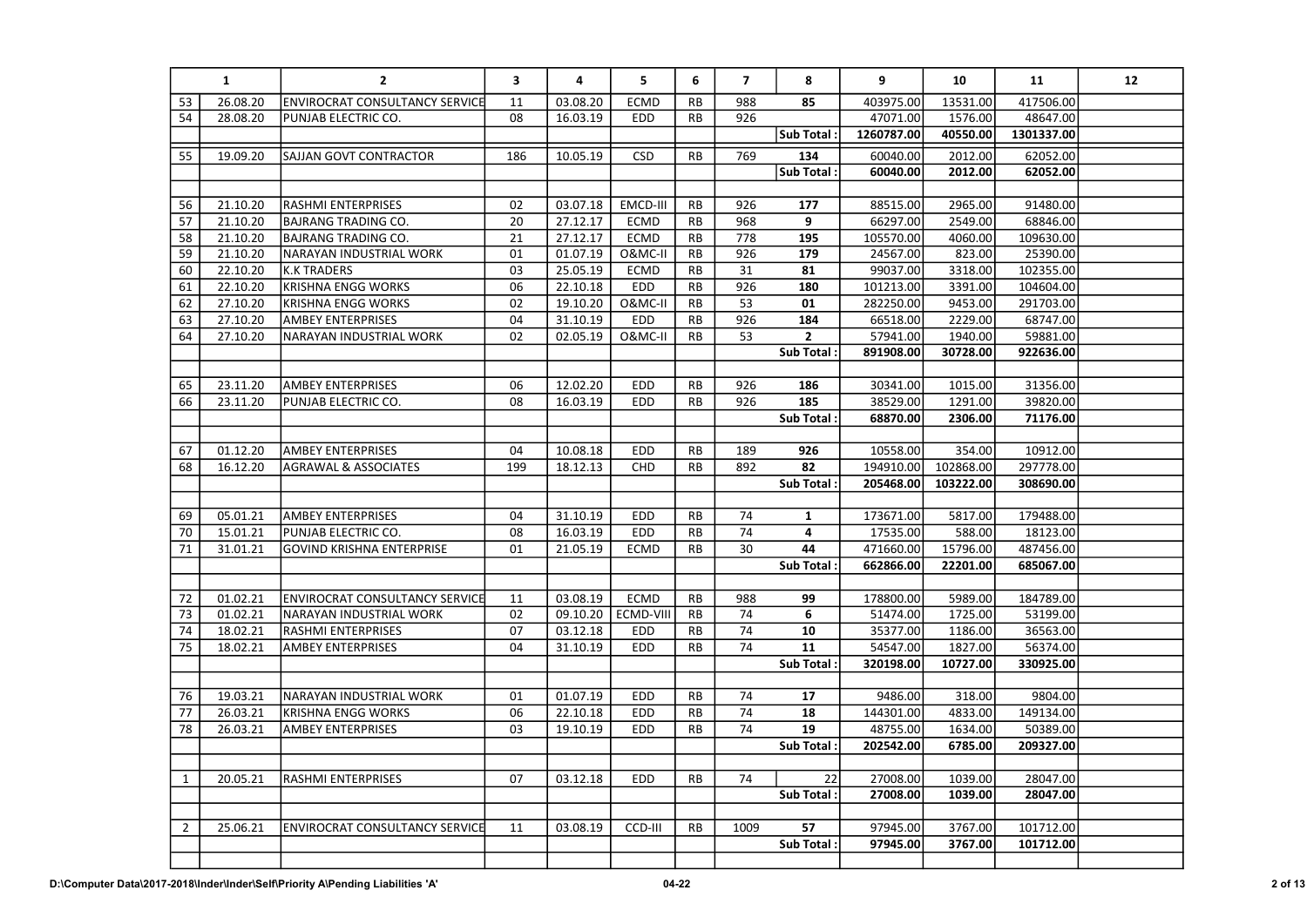| | 1 | 2 | 3 | 4 | 5 | 6 | 7 | 8 | 9 | 10 | 11 | 12 |
|---|---|---|---|---|---|---|---|---|---|---|---|---|
| 53 | 26.08.20 | ENVIROCRAT CONSULTANCY SERVICE | 11 | 03.08.20 | ECMD | RB | 988 | **85** | 403975.00 | 13531.00 | 417506.00 | |
| 54 | 28.08.20 | PUNJAB ELECTRIC CO. | 08 | 16.03.19 | EDD | RB | 926 | | 47071.00 | 1576.00 | 48647.00 | |
| | | | | | | | | **Sub Total :** | **1260787.00** | **40550.00** | **1301337.00** | |
| 55 | 19.09.20 | SAJJAN GOVT CONTRACTOR | 186 | 10.05.19 | CSD | RB | 769 | **134** | 60040.00 | 2012.00 | 62052.00 | |
| | | | | | | | | **Sub Total :** | **60040.00** | **2012.00** | **62052.00** | |
| | | | | | | | | | | | | |
| 56 | 21.10.20 | RASHMI ENTERPRISES | 02 | 03.07.18 | EMCD-III | RB | 926 | **177** | 88515.00 | 2965.00 | 91480.00 | |
| 57 | 21.10.20 | BAJRANG TRADING CO. | 20 | 27.12.17 | ECMD | RB | 968 | **9** | 66297.00 | 2549.00 | 68846.00 | |
| 58 | 21.10.20 | BAJRANG TRADING CO. | 21 | 27.12.17 | ECMD | RB | 778 | **195** | 105570.00 | 4060.00 | 109630.00 | |
| 59 | 21.10.20 | NARAYAN INDUSTRIAL WORK | 01 | 01.07.19 | O&MC-II | RB | 926 | **179** | 24567.00 | 823.00 | 25390.00 | |
| 60 | 22.10.20 | K.K TRADERS | 03 | 25.05.19 | ECMD | RB | 31 | **81** | 99037.00 | 3318.00 | 102355.00 | |
| 61 | 22.10.20 | KRISHNA ENGG WORKS | 06 | 22.10.18 | EDD | RB | 926 | **180** | 101213.00 | 3391.00 | 104604.00 | |
| 62 | 27.10.20 | KRISHNA ENGG WORKS | 02 | 19.10.20 | O&MC-II | RB | 53 | **01** | 282250.00 | 9453.00 | 291703.00 | |
| 63 | 27.10.20 | AMBEY ENTERPRISES | 04 | 31.10.19 | EDD | RB | 926 | **184** | 66518.00 | 2229.00 | 68747.00 | |
| 64 | 27.10.20 | NARAYAN INDUSTRIAL WORK | 02 | 02.05.19 | O&MC-II | RB | 53 | **2** | 57941.00 | 1940.00 | 59881.00 | |
| | | | | | | | | **Sub Total :** | **891908.00** | **30728.00** | **922636.00** | |
| | | | | | | | | | | | | |
| 65 | 23.11.20 | AMBEY ENTERPRISES | 06 | 12.02.20 | EDD | RB | 926 | **186** | 30341.00 | 1015.00 | 31356.00 | |
| 66 | 23.11.20 | PUNJAB ELECTRIC CO. | 08 | 16.03.19 | EDD | RB | 926 | **185** | 38529.00 | 1291.00 | 39820.00 | |
| | | | | | | | | **Sub Total :** | **68870.00** | **2306.00** | **71176.00** | |
| | | | | | | | | | | | | |
| 67 | 01.12.20 | AMBEY ENTERPRISES | 04 | 10.08.18 | EDD | RB | 189 | **926** | 10558.00 | 354.00 | 10912.00 | |
| 68 | 16.12.20 | AGRAWAL & ASSOCIATES | 199 | 18.12.13 | CHD | RB | 892 | **82** | 194910.00 | 102868.00 | 297778.00 | |
| | | | | | | | | **Sub Total :** | **205468.00** | **103222.00** | **308690.00** | |
| | | | | | | | | | | | | |
| 69 | 05.01.21 | AMBEY ENTERPRISES | 04 | 31.10.19 | EDD | RB | 74 | **1** | 173671.00 | 5817.00 | 179488.00 | |
| 70 | 15.01.21 | PUNJAB ELECTRIC CO. | 08 | 16.03.19 | EDD | RB | 74 | **4** | 17535.00 | 588.00 | 18123.00 | |
| 71 | 31.01.21 | GOVIND KRISHNA ENTERPRISE | 01 | 21.05.19 | ECMD | RB | 30 | **44** | 471660.00 | 15796.00 | 487456.00 | |
| | | | | | | | | **Sub Total :** | **662866.00** | **22201.00** | **685067.00** | |
| | | | | | | | | | | | | |
| 72 | 01.02.21 | ENVIROCRAT CONSULTANCY SERVICE | 11 | 03.08.19 | ECMD | RB | 988 | **99** | 178800.00 | 5989.00 | 184789.00 | |
| 73 | 01.02.21 | NARAYAN INDUSTRIAL WORK | 02 | 09.10.20 | ECMD-VIII | RB | 74 | **6** | 51474.00 | 1725.00 | 53199.00 | |
| 74 | 18.02.21 | RASHMI ENTERPRISES | 07 | 03.12.18 | EDD | RB | 74 | **10** | 35377.00 | 1186.00 | 36563.00 | |
| 75 | 18.02.21 | AMBEY ENTERPRISES | 04 | 31.10.19 | EDD | RB | 74 | **11** | 54547.00 | 1827.00 | 56374.00 | |
| | | | | | | | | **Sub Total :** | **320198.00** | **10727.00** | **330925.00** | |
| | | | | | | | | | | | | |
| 76 | 19.03.21 | NARAYAN INDUSTRIAL WORK | 01 | 01.07.19 | EDD | RB | 74 | **17** | 9486.00 | 318.00 | 9804.00 | |
| 77 | 26.03.21 | KRISHNA ENGG WORKS | 06 | 22.10.18 | EDD | RB | 74 | **18** | 144301.00 | 4833.00 | 149134.00 | |
| 78 | 26.03.21 | AMBEY ENTERPRISES | 03 | 19.10.19 | EDD | RB | 74 | **19** | 48755.00 | 1634.00 | 50389.00 | |
| | | | | | | | | **Sub Total :** | **202542.00** | **6785.00** | **209327.00** | |
| | | | | | | | | | | | | |
| 1 | 20.05.21 | RASHMI ENTERPRISES | 07 | 03.12.18 | EDD | RB | 74 | 22 | 27008.00 | 1039.00 | 28047.00 | |
| | | | | | | | | **Sub Total :** | **27008.00** | **1039.00** | **28047.00** | |
| | | | | | | | | | | | | |
| 2 | 25.06.21 | ENVIROCRAT CONSULTANCY SERVICE | 11 | 03.08.19 | CCD-III | RB | 1009 | **57** | 97945.00 | 3767.00 | 101712.00 | |
| | | | | | | | | **Sub Total :** | **97945.00** | **3767.00** | **101712.00** | |

D:\Computer Data\2017-2018\Inder\Inder\Self\Priority A\Pending Liabilities 'A' 04-22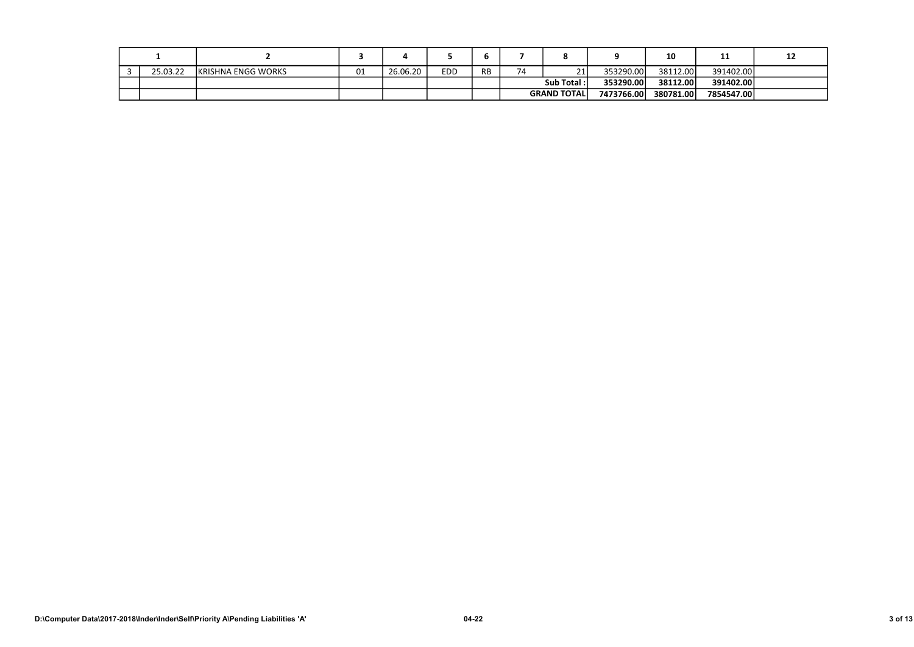| | 1 | 2 | 3 | 4 | 5 | 6 | 7 | 8 | 9 | 10 | 11 | 12 |
|---|---|---|---|---|---|---|---|---|---|---|---|---|
| 3 | 25.03.22 | KRISHNA ENGG WORKS | 01 | 26.06.20 | EDD | RB | 74 | 21 | 353290.00 | 38112.00 | 391402.00 | |
| | | | | | | | | **Sub Total :** | **353290.00** | **38112.00** | **391402.00** | |
| | | | | | | | | **GRAND TOTAL** | **7473766.00** | **380781.00** | **7854547.00** | |

D:\Computer Data\2017-2018\Inder\Inder\Self\Priority A\Pending Liabilities 'A' 04-22